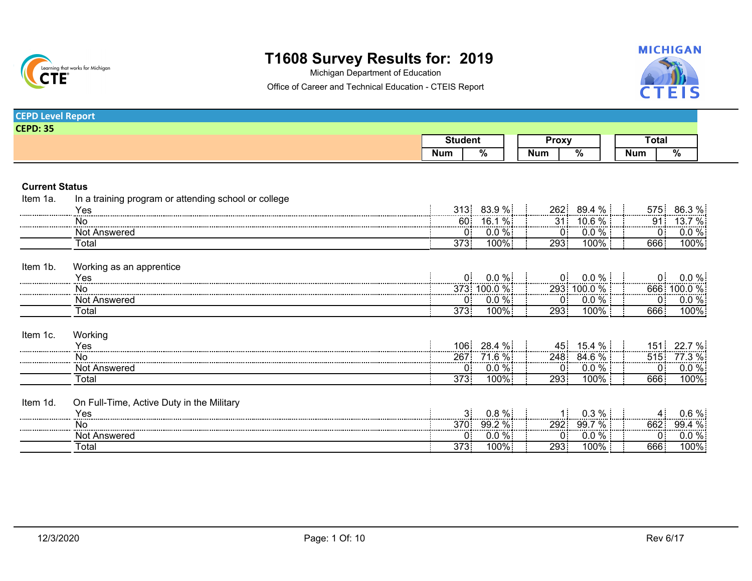# T1608 Survey Results for: 2019

Michigan Department of Education

Office of Career and Technical Education - CTEIS Report

**CEPD Level Report**

**CEPD: 35**

## Current Status

| Item | Response | Student Num | Student % | Proxy Num | Proxy % | Total Num | Total % |
|---|---|---|---|---|---|---|---|
| Item 1a. | In a training program or attending school or college | | | | | | |
| | Yes | 313 | 83.9 % | 262 | 89.4 % | 575 | 86.3 % |
| | No | 60 | 16.1 % | 31 | 10.6 % | 91 | 13.7 % |
| | Not Answered | 0 | 0.0 % | 0 | 0.0 % | 0 | 0.0 % |
| | Total | 373 | 100% | 293 | 100% | 666 | 100% |
| Item 1b. | Working as an apprentice | | | | | | |
| | Yes | 0 | 0.0 % | 0 | 0.0 % | 0 | 0.0 % |
| | No | 373 | 100.0 % | 293 | 100.0 % | 666 | 100.0 % |
| | Not Answered | 0 | 0.0 % | 0 | 0.0 % | 0 | 0.0 % |
| | Total | 373 | 100% | 293 | 100% | 666 | 100% |
| Item 1c. | Working | | | | | | |
| | Yes | 106 | 28.4 % | 45 | 15.4 % | 151 | 22.7 % |
| | No | 267 | 71.6 % | 248 | 84.6 % | 515 | 77.3 % |
| | Not Answered | 0 | 0.0 % | 0 | 0.0 % | 0 | 0.0 % |
| | Total | 373 | 100% | 293 | 100% | 666 | 100% |
| Item 1d. | On Full-Time, Active Duty in the Military | | | | | | |
| | Yes | 3 | 0.8 % | 1 | 0.3 % | 4 | 0.6 % |
| | No | 370 | 99.2 % | 292 | 99.7 % | 662 | 99.4 % |
| | Not Answered | 0 | 0.0 % | 0 | 0.0 % | 0 | 0.0 % |
| | Total | 373 | 100% | 293 | 100% | 666 | 100% |

12/3/2020 Rev 6/17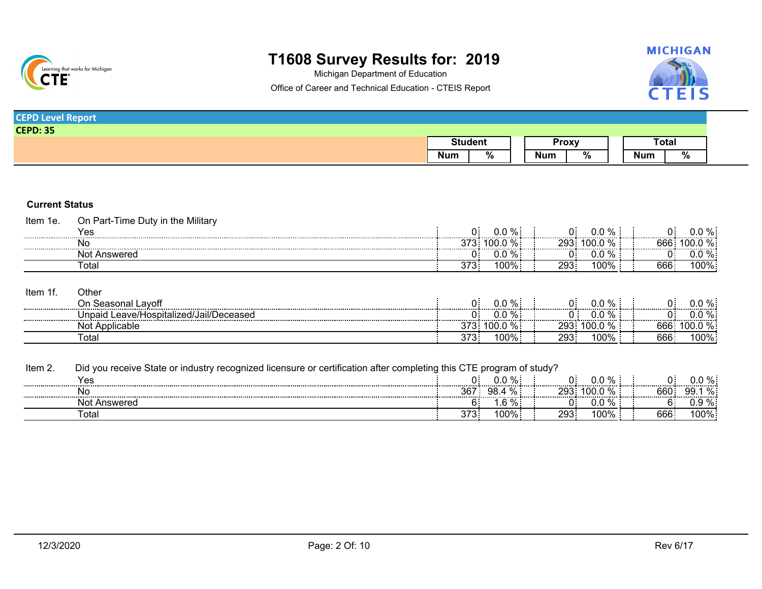# T1608 Survey Results for: 2019

Michigan Department of Education

Office of Career and Technical Education - CTEIS Report

**CEPD Level Report**

**CEPD: 35**

### Current Status

| Item | Response | Student Num | Student % | Proxy Num | Proxy % | Total Num | Total % |
|---|---|---|---|---|---|---|---|
| Item 1e. | On Part-Time Duty in the Military | | | | | | |
| | Yes | 0 | 0.0 % | 0 | 0.0 % | 0 | 0.0 % |
| | No | 373 | 100.0 % | 293 | 100.0 % | 666 | 100.0 % |
| | Not Answered | 0 | 0.0 % | 0 | 0.0 % | 0 | 0.0 % |
| | Total | 373 | 100% | 293 | 100% | 666 | 100% |
| Item 1f. | Other | | | | | | |
| | On Seasonal Layoff | 0 | 0.0 % | 0 | 0.0 % | 0 | 0.0 % |
| | Unpaid Leave/Hospitalized/Jail/Deceased | 0 | 0.0 % | 0 | 0.0 % | 0 | 0.0 % |
| | Not Applicable | 373 | 100.0 % | 293 | 100.0 % | 666 | 100.0 % |
| | Total | 373 | 100% | 293 | 100% | 666 | 100% |
| Item 2. | Did you receive State or industry recognized licensure or certification after completing this CTE program of study? | | | | | | |
| | Yes | 0 | 0.0 % | 0 | 0.0 % | 0 | 0.0 % |
| | No | 367 | 98.4 % | 293 | 100.0 % | 660 | 99.1 % |
| | Not Answered | 6 | 1.6 % | 0 | 0.0 % | 6 | 0.9 % |
| | Total | 373 | 100% | 293 | 100% | 666 | 100% |

12/3/2020 Rev 6/17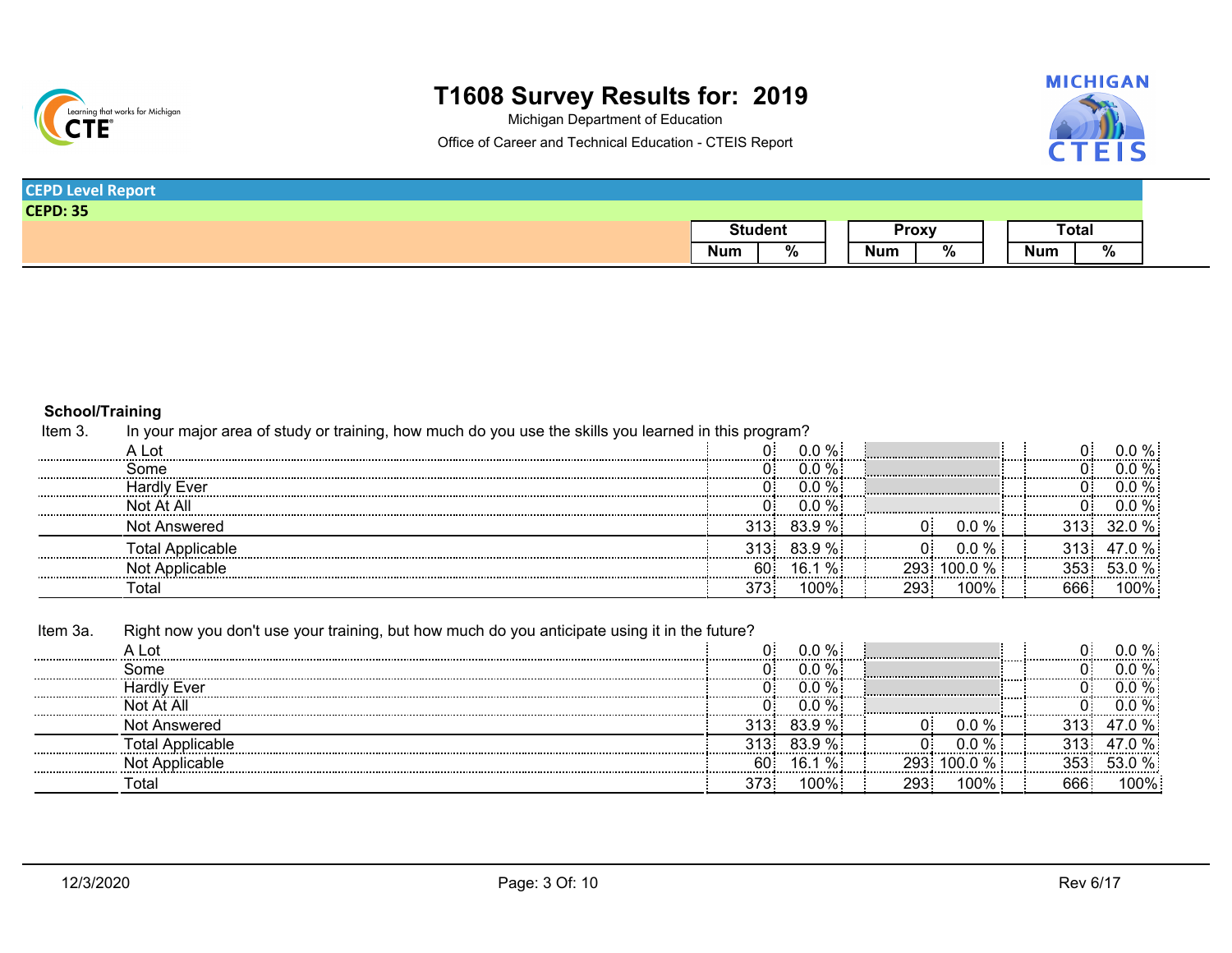# T1608 Survey Results for: 2019

Michigan Department of Education

Office of Career and Technical Education - CTEIS Report

**CEPD Level Report**

**CEPD: 35**

### School/Training

Item 3. In your major area of study or training, how much do you use the skills you learned in this program?

| | Student Num | Student % | Proxy Num | Proxy % | Total Num | Total % |
|---|---|---|---|---|---|---|
| A Lot | 0 | 0.0 % | | | 0 | 0.0 % |
| Some | 0 | 0.0 % | | | 0 | 0.0 % |
| Hardly Ever | 0 | 0.0 % | | | 0 | 0.0 % |
| Not At All | 0 | 0.0 % | | | 0 | 0.0 % |
| Not Answered | 313 | 83.9 % | 0 | 0.0 % | 313 | 32.0 % |
| Total Applicable | 313 | 83.9 % | 0 | 0.0 % | 313 | 47.0 % |
| Not Applicable | 60 | 16.1 % | 293 | 100.0 % | 353 | 53.0 % |
| Total | 373 | 100% | 293 | 100% | 666 | 100% |

Item 3a. Right now you don't use your training, but how much do you anticipate using it in the future?

| | Student Num | Student % | Proxy Num | Proxy % | Total Num | Total % |
|---|---|---|---|---|---|---|
| A Lot | 0 | 0.0 % | | | 0 | 0.0 % |
| Some | 0 | 0.0 % | | | 0 | 0.0 % |
| Hardly Ever | 0 | 0.0 % | | | 0 | 0.0 % |
| Not At All | 0 | 0.0 % | | | 0 | 0.0 % |
| Not Answered | 313 | 83.9 % | 0 | 0.0 % | 313 | 47.0 % |
| Total Applicable | 313 | 83.9 % | 0 | 0.0 % | 313 | 47.0 % |
| Not Applicable | 60 | 16.1 % | 293 | 100.0 % | 353 | 53.0 % |
| Total | 373 | 100% | 293 | 100% | 666 | 100% |

12/3/2020 Rev 6/17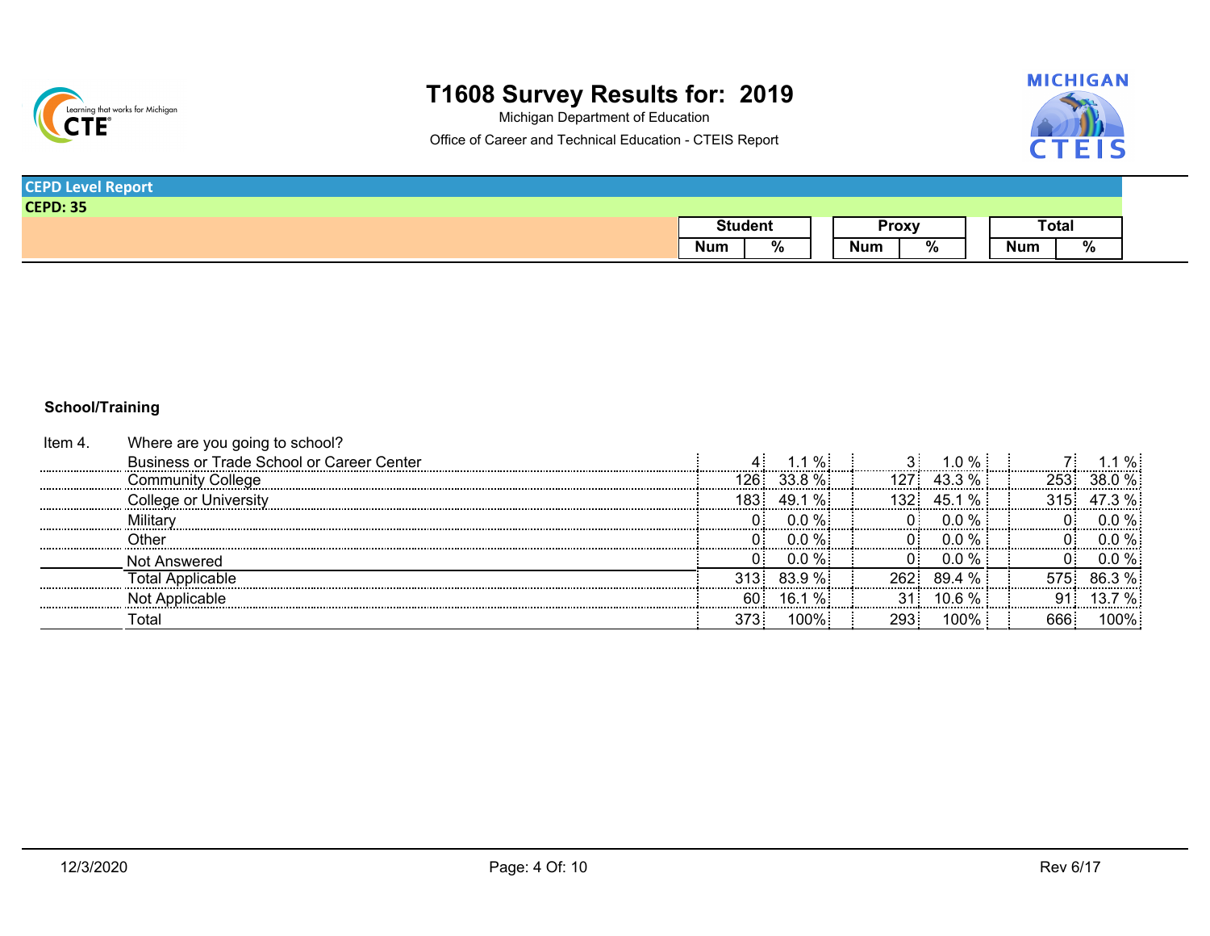# T1608 Survey Results for: 2019

Michigan Department of Education

Office of Career and Technical Education - CTEIS Report

**CEPD Level Report**

**CEPD: 35**

### School/Training

Item 4. Where are you going to school?

| | Student Num | Student % | Proxy Num | Proxy % | Total Num | Total % |
|---|---|---|---|---|---|---|
| Business or Trade School or Career Center | 4 | 1.1 % | 3 | 1.0 % | 7 | 1.1 % |
| Community College | 126 | 33.8 % | 127 | 43.3 % | 253 | 38.0 % |
| College or University | 183 | 49.1 % | 132 | 45.1 % | 315 | 47.3 % |
| Military | 0 | 0.0 % | 0 | 0.0 % | 0 | 0.0 % |
| Other | 0 | 0.0 % | 0 | 0.0 % | 0 | 0.0 % |
| Not Answered | 0 | 0.0 % | 0 | 0.0 % | 0 | 0.0 % |
| Total Applicable | 313 | 83.9 % | 262 | 89.4 % | 575 | 86.3 % |
| Not Applicable | 60 | 16.1 % | 31 | 10.6 % | 91 | 13.7 % |
| Total | 373 | 100% | 293 | 100% | 666 | 100% |

12/3/2020 Rev 6/17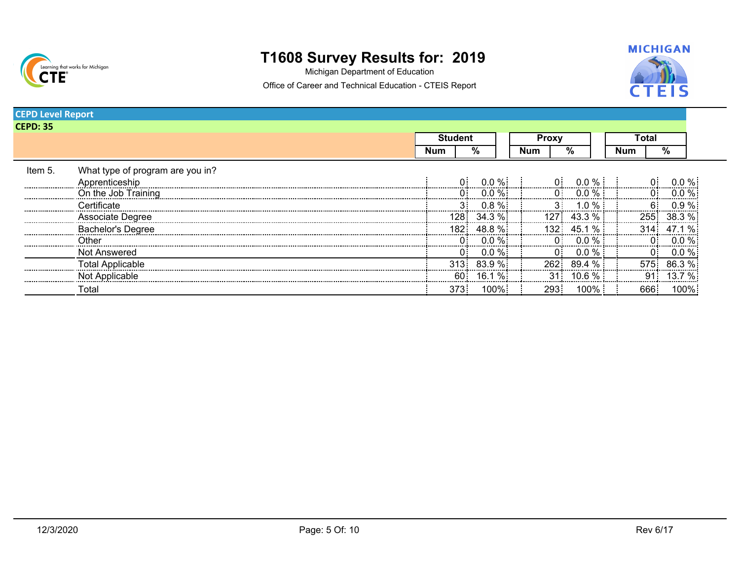# T1608 Survey Results for: 2019

Michigan Department of Education

Office of Career and Technical Education - CTEIS Report

**CEPD Level Report**

**CEPD: 35**

| | | Student | | Proxy | | Total | |
|---|---|---|---|---|---|---|---|
| | | Num | % | Num | % | Num | % |
| Item 5. | What type of program are you in? | | | | | | |
| | Apprenticeship | 0 | 0.0 % | 0 | 0.0 % | 0 | 0.0 % |
| | On the Job Training | 0 | 0.0 % | 0 | 0.0 % | 0 | 0.0 % |
| | Certificate | 3 | 0.8 % | 3 | 1.0 % | 6 | 0.9 % |
| | Associate Degree | 128 | 34.3 % | 127 | 43.3 % | 255 | 38.3 % |
| | Bachelor's Degree | 182 | 48.8 % | 132 | 45.1 % | 314 | 47.1 % |
| | Other | 0 | 0.0 % | 0 | 0.0 % | 0 | 0.0 % |
| | Not Answered | 0 | 0.0 % | 0 | 0.0 % | 0 | 0.0 % |
| | Total Applicable | 313 | 83.9 % | 262 | 89.4 % | 575 | 86.3 % |
| | Not Applicable | 60 | 16.1 % | 31 | 10.6 % | 91 | 13.7 % |
| | Total | 373 | 100% | 293 | 100% | 666 | 100% |

12/3/2020 Rev 6/17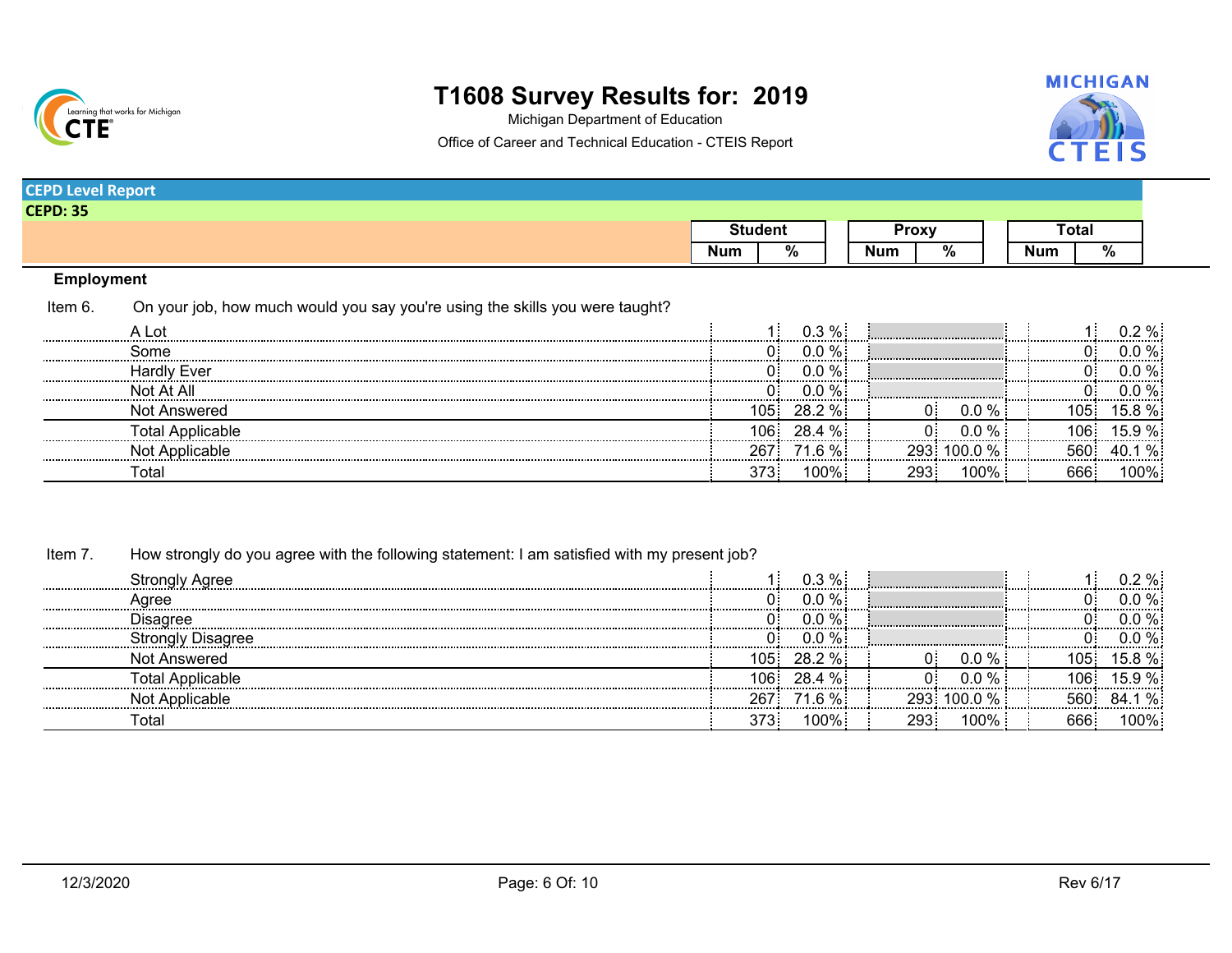# T1608 Survey Results for: 2019

Michigan Department of Education

Office of Career and Technical Education - CTEIS Report

**CEPD Level Report**

**CEPD: 35**

## Employment

Item 6. On your job, how much would you say you're using the skills you were taught?

| | Student | | Proxy | | Total | |
|---|---|---|---|---|---|---|
| | Num | % | Num | % | Num | % |
| A Lot | 1 | 0.3 % | | | 1 | 0.2 % |
| Some | 0 | 0.0 % | | | 0 | 0.0 % |
| Hardly Ever | 0 | 0.0 % | | | 0 | 0.0 % |
| Not At All | 0 | 0.0 % | | | 0 | 0.0 % |
| Not Answered | 105 | 28.2 % | 0 | 0.0 % | 105 | 15.8 % |
| Total Applicable | 106 | 28.4 % | 0 | 0.0 % | 106 | 15.9 % |
| Not Applicable | 267 | 71.6 % | 293 | 100.0 % | 560 | 40.1 % |
| Total | 373 | 100% | 293 | 100% | 666 | 100% |

Item 7. How strongly do you agree with the following statement: I am satisfied with my present job?

| | Student | | Proxy | | Total | |
|---|---|---|---|---|---|---|
| | Num | % | Num | % | Num | % |
| Strongly Agree | 1 | 0.3 % | | | 1 | 0.2 % |
| Agree | 0 | 0.0 % | | | 0 | 0.0 % |
| Disagree | 0 | 0.0 % | | | 0 | 0.0 % |
| Strongly Disagree | 0 | 0.0 % | | | 0 | 0.0 % |
| Not Answered | 105 | 28.2 % | 0 | 0.0 % | 105 | 15.8 % |
| Total Applicable | 106 | 28.4 % | 0 | 0.0 % | 106 | 15.9 % |
| Not Applicable | 267 | 71.6 % | 293 | 100.0 % | 560 | 84.1 % |
| Total | 373 | 100% | 293 | 100% | 666 | 100% |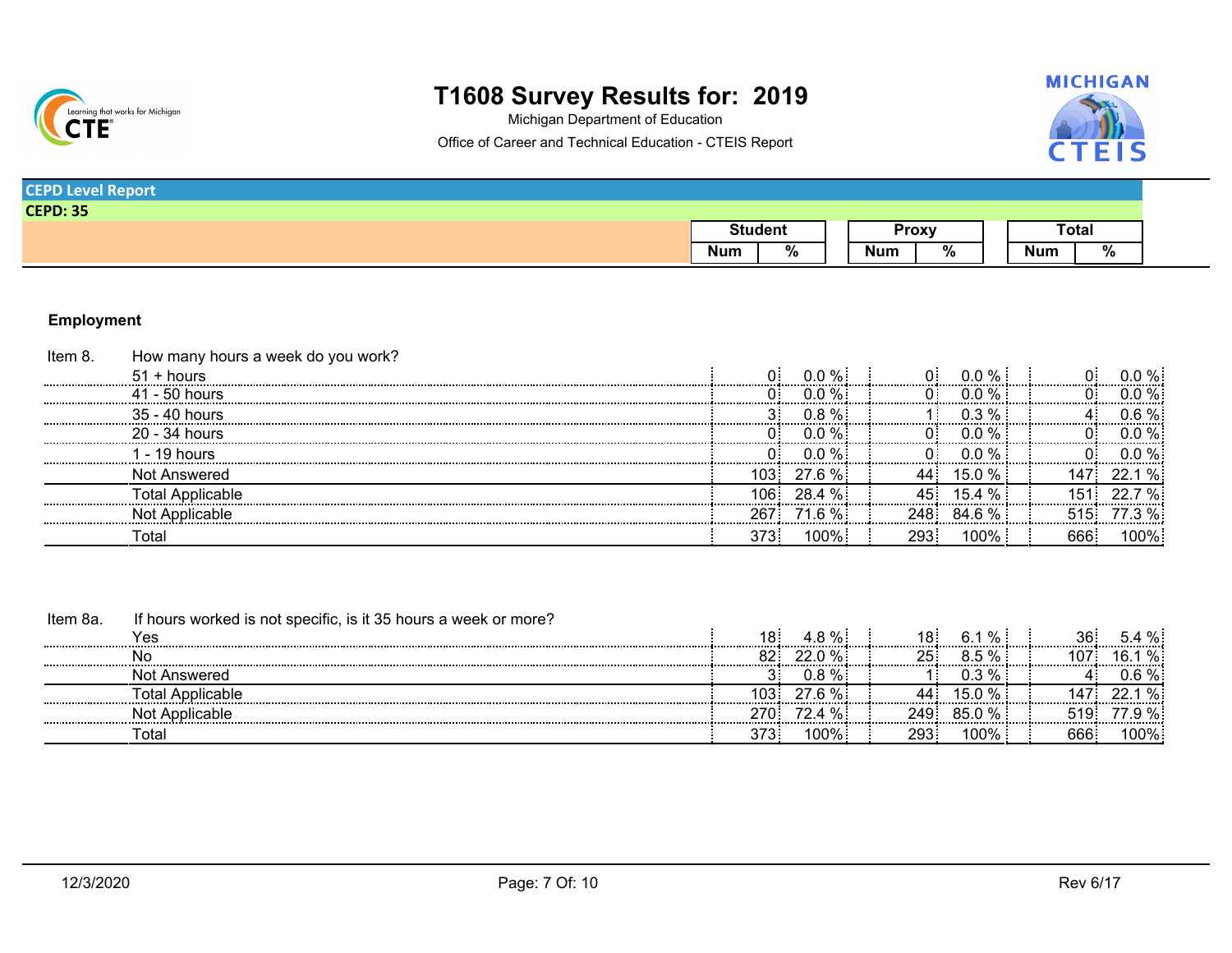# T1608 Survey Results for: 2019

Michigan Department of Education

Office of Career and Technical Education - CTEIS Report

**CEPD Level Report**

**CEPD: 35**

### Employment

Item 8. How many hours a week do you work?

| | Student Num | Student % | Proxy Num | Proxy % | Total Num | Total % |
|---|---|---|---|---|---|---|
| 51 + hours | 0 | 0.0 % | 0 | 0.0 % | 0 | 0.0 % |
| 41 - 50 hours | 0 | 0.0 % | 0 | 0.0 % | 0 | 0.0 % |
| 35 - 40 hours | 3 | 0.8 % | 1 | 0.3 % | 4 | 0.6 % |
| 20 - 34 hours | 0 | 0.0 % | 0 | 0.0 % | 0 | 0.0 % |
| 1 - 19 hours | 0 | 0.0 % | 0 | 0.0 % | 0 | 0.0 % |
| Not Answered | 103 | 27.6 % | 44 | 15.0 % | 147 | 22.1 % |
| Total Applicable | 106 | 28.4 % | 45 | 15.4 % | 151 | 22.7 % |
| Not Applicable | 267 | 71.6 % | 248 | 84.6 % | 515 | 77.3 % |
| Total | 373 | 100% | 293 | 100% | 666 | 100% |

Item 8a. If hours worked is not specific, is it 35 hours a week or more?

| | Student Num | Student % | Proxy Num | Proxy % | Total Num | Total % |
|---|---|---|---|---|---|---|
| Yes | 18 | 4.8 % | 18 | 6.1 % | 36 | 5.4 % |
| No | 82 | 22.0 % | 25 | 8.5 % | 107 | 16.1 % |
| Not Answered | 3 | 0.8 % | 1 | 0.3 % | 4 | 0.6 % |
| Total Applicable | 103 | 27.6 % | 44 | 15.0 % | 147 | 22.1 % |
| Not Applicable | 270 | 72.4 % | 249 | 85.0 % | 519 | 77.9 % |
| Total | 373 | 100% | 293 | 100% | 666 | 100% |

12/3/2020 Rev 6/17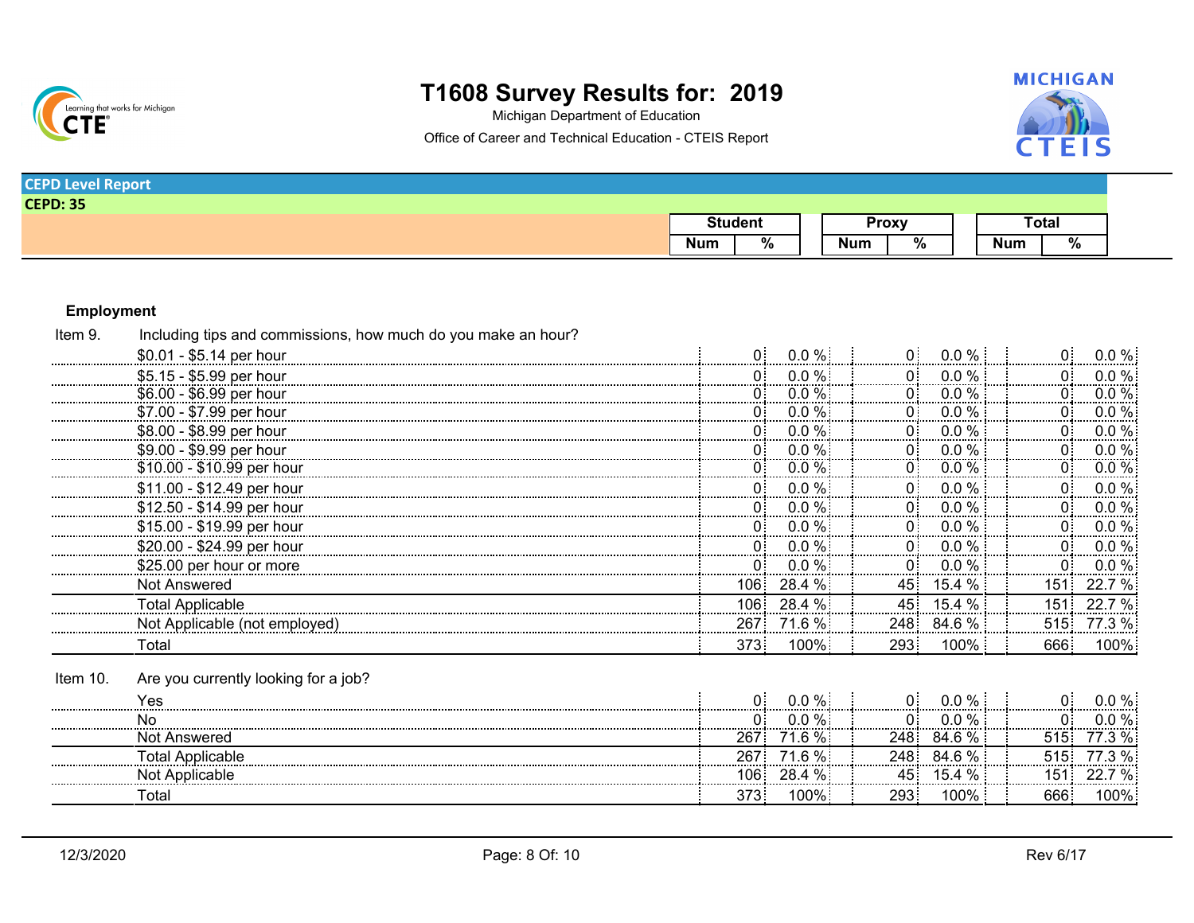# T1608 Survey Results for: 2019

Michigan Department of Education

Office of Career and Technical Education - CTEIS Report

**CEPD Level Report**

**CEPD: 35**

### Employment

**Item 9.** Including tips and commissions, how much do you make an hour?

| | Student Num | Student % | Proxy Num | Proxy % | Total Num | Total % |
|---|---|---|---|---|---|---|
| $0.01 - $5.14 per hour | 0 | 0.0 % | 0 | 0.0 % | 0 | 0.0 % |
| $5.15 - $5.99 per hour | 0 | 0.0 % | 0 | 0.0 % | 0 | 0.0 % |
| $6.00 - $6.99 per hour | 0 | 0.0 % | 0 | 0.0 % | 0 | 0.0 % |
| $7.00 - $7.99 per hour | 0 | 0.0 % | 0 | 0.0 % | 0 | 0.0 % |
| $8.00 - $8.99 per hour | 0 | 0.0 % | 0 | 0.0 % | 0 | 0.0 % |
| $9.00 - $9.99 per hour | 0 | 0.0 % | 0 | 0.0 % | 0 | 0.0 % |
| $10.00 - $10.99 per hour | 0 | 0.0 % | 0 | 0.0 % | 0 | 0.0 % |
| $11.00 - $12.49 per hour | 0 | 0.0 % | 0 | 0.0 % | 0 | 0.0 % |
| $12.50 - $14.99 per hour | 0 | 0.0 % | 0 | 0.0 % | 0 | 0.0 % |
| $15.00 - $19.99 per hour | 0 | 0.0 % | 0 | 0.0 % | 0 | 0.0 % |
| $20.00 - $24.99 per hour | 0 | 0.0 % | 0 | 0.0 % | 0 | 0.0 % |
| $25.00 per hour or more | 0 | 0.0 % | 0 | 0.0 % | 0 | 0.0 % |
| Not Answered | 106 | 28.4 % | 45 | 15.4 % | 151 | 22.7 % |
| Total Applicable | 106 | 28.4 % | 45 | 15.4 % | 151 | 22.7 % |
| Not Applicable (not employed) | 267 | 71.6 % | 248 | 84.6 % | 515 | 77.3 % |
| Total | 373 | 100% | 293 | 100% | 666 | 100% |

**Item 10.** Are you currently looking for a job?

| | Student Num | Student % | Proxy Num | Proxy % | Total Num | Total % |
|---|---|---|---|---|---|---|
| Yes | 0 | 0.0 % | 0 | 0.0 % | 0 | 0.0 % |
| No | 0 | 0.0 % | 0 | 0.0 % | 0 | 0.0 % |
| Not Answered | 267 | 71.6 % | 248 | 84.6 % | 515 | 77.3 % |
| Total Applicable | 267 | 71.6 % | 248 | 84.6 % | 515 | 77.3 % |
| Not Applicable | 106 | 28.4 % | 45 | 15.4 % | 151 | 22.7 % |
| Total | 373 | 100% | 293 | 100% | 666 | 100% |

12/3/2020 Rev 6/17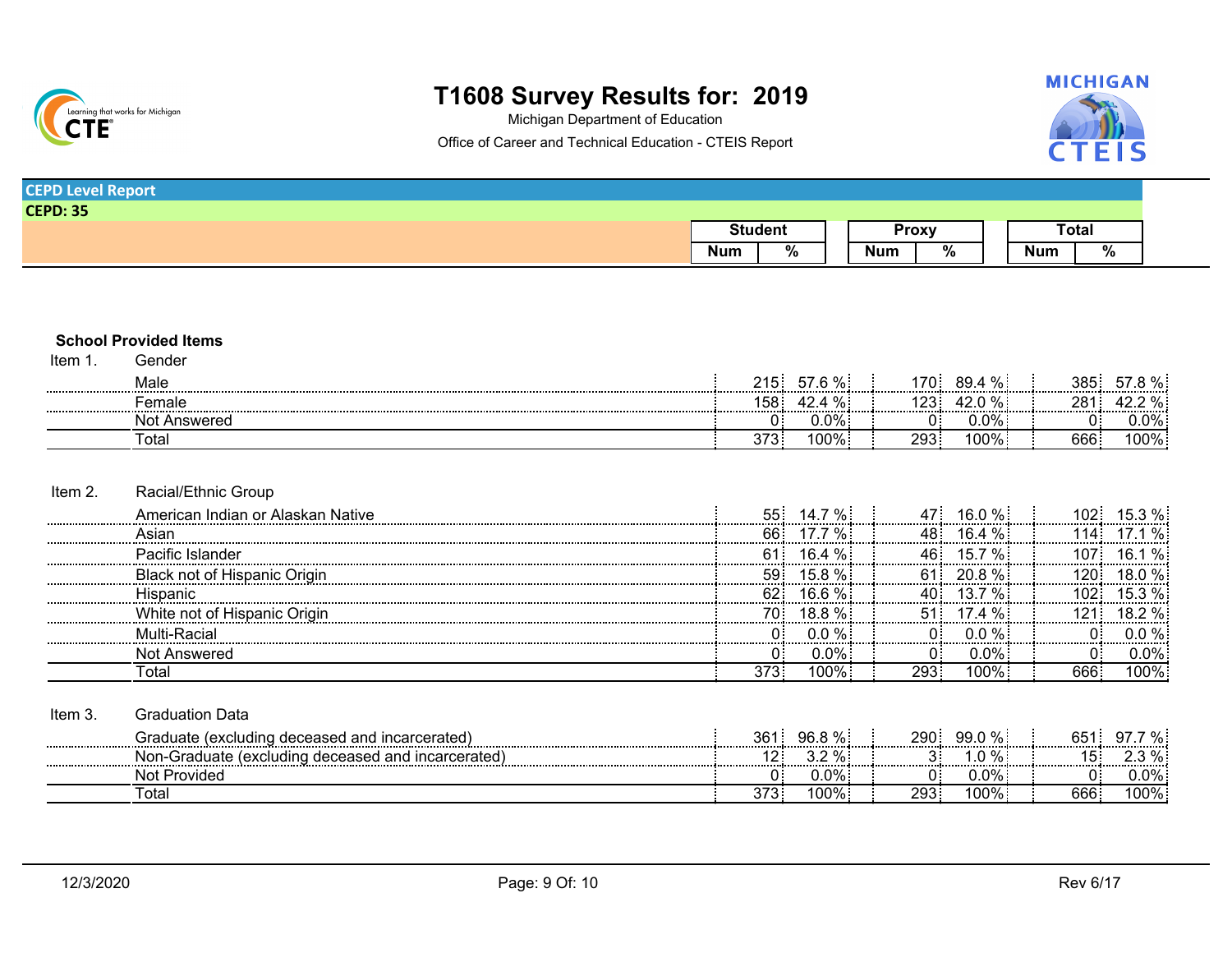# T1608 Survey Results for: 2019

Michigan Department of Education

Office of Career and Technical Education - CTEIS Report

**CEPD Level Report**

**CEPD: 35**

### School Provided Items

**Item 1. Gender**

| | Student Num | Student % | Proxy Num | Proxy % | Total Num | Total % |
|---|---|---|---|---|---|---|
| Male | 215 | 57.6 % | 170 | 89.4 % | 385 | 57.8 % |
| Female | 158 | 42.4 % | 123 | 42.0 % | 281 | 42.2 % |
| Not Answered | 0 | 0.0% | 0 | 0.0% | 0 | 0.0% |
| Total | 373 | 100% | 293 | 100% | 666 | 100% |

**Item 2. Racial/Ethnic Group**

| | Student Num | Student % | Proxy Num | Proxy % | Total Num | Total % |
|---|---|---|---|---|---|---|
| American Indian or Alaskan Native | 55 | 14.7 % | 47 | 16.0 % | 102 | 15.3 % |
| Asian | 66 | 17.7 % | 48 | 16.4 % | 114 | 17.1 % |
| Pacific Islander | 61 | 16.4 % | 46 | 15.7 % | 107 | 16.1 % |
| Black not of Hispanic Origin | 59 | 15.8 % | 61 | 20.8 % | 120 | 18.0 % |
| Hispanic | 62 | 16.6 % | 40 | 13.7 % | 102 | 15.3 % |
| White not of Hispanic Origin | 70 | 18.8 % | 51 | 17.4 % | 121 | 18.2 % |
| Multi-Racial | 0 | 0.0 % | 0 | 0.0 % | 0 | 0.0 % |
| Not Answered | 0 | 0.0% | 0 | 0.0% | 0 | 0.0% |
| Total | 373 | 100% | 293 | 100% | 666 | 100% |

**Item 3. Graduation Data**

| | Student Num | Student % | Proxy Num | Proxy % | Total Num | Total % |
|---|---|---|---|---|---|---|
| Graduate (excluding deceased and incarcerated) | 361 | 96.8 % | 290 | 99.0 % | 651 | 97.7 % |
| Non-Graduate (excluding deceased and incarcerated) | 12 | 3.2 % | 3 | 1.0 % | 15 | 2.3 % |
| Not Provided | 0 | 0.0% | 0 | 0.0% | 0 | 0.0% |
| Total | 373 | 100% | 293 | 100% | 666 | 100% |

12/3/2020 Rev 6/17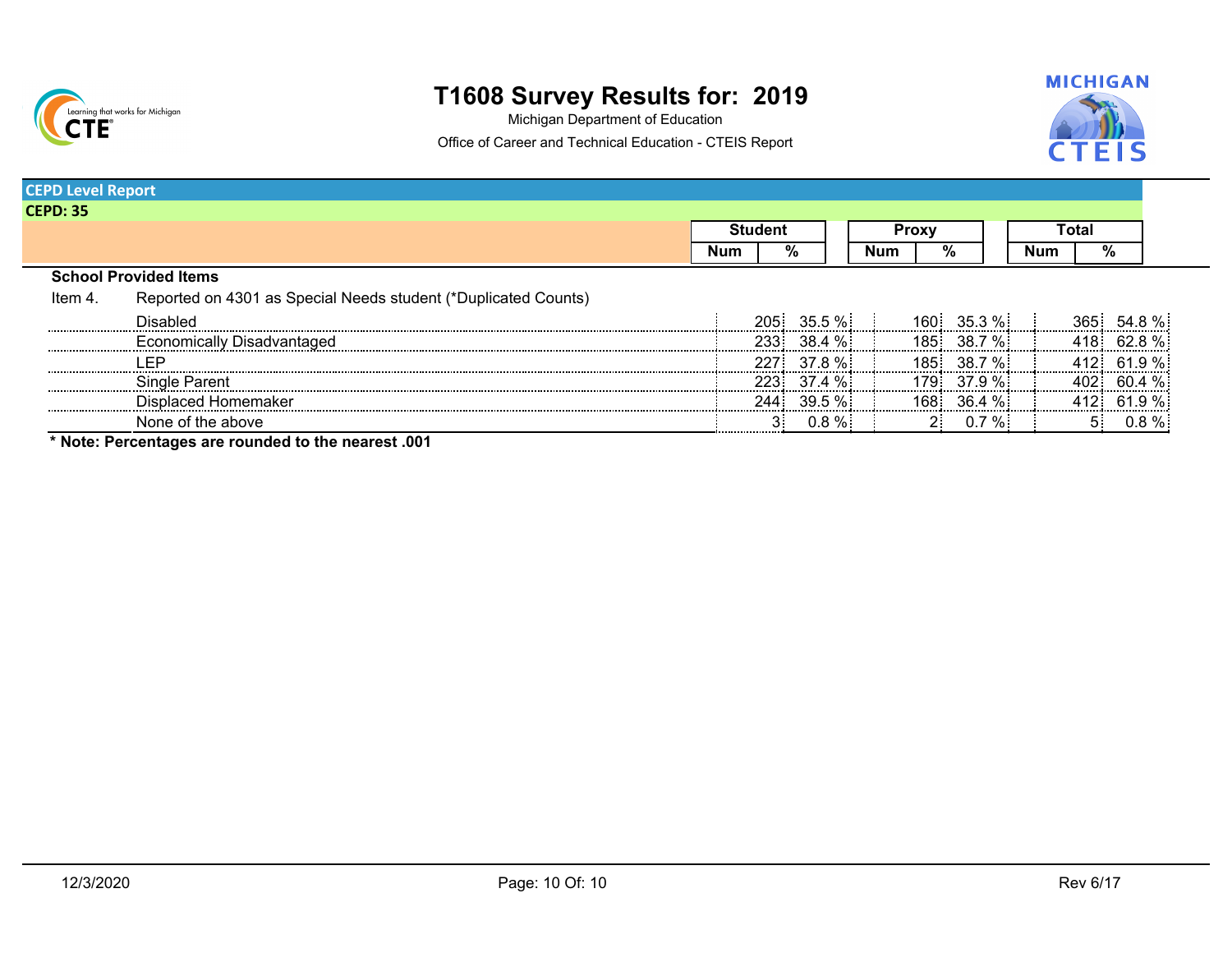# T1608 Survey Results for: 2019

Michigan Department of Education

Office of Career and Technical Education - CTEIS Report

**CEPD Level Report**

**CEPD: 35**

| | | Student | | Proxy | | Total | |
|---|---|---|---|---|---|---|---|
| | | Num | % | Num | % | Num | % |
| **School Provided Items** | | | | | | | |
| Item 4. | Reported on 4301 as Special Needs student (*Duplicated Counts) | | | | | | |
| | Disabled | 205 | 35.5 % | 160 | 35.3 % | 365 | 54.8 % |
| | Economically Disadvantaged | 233 | 38.4 % | 185 | 38.7 % | 418 | 62.8 % |
| | LEP | 227 | 37.8 % | 185 | 38.7 % | 412 | 61.9 % |
| | Single Parent | 223 | 37.4 % | 179 | 37.9 % | 402 | 60.4 % |
| | Displaced Homemaker | 244 | 39.5 % | 168 | 36.4 % | 412 | 61.9 % |
| | None of the above | 3 | 0.8 % | 2 | 0.7 % | 5 | 0.8 % |

**\* Note: Percentages are rounded to the nearest .001**

12/3/2020

Rev 6/17